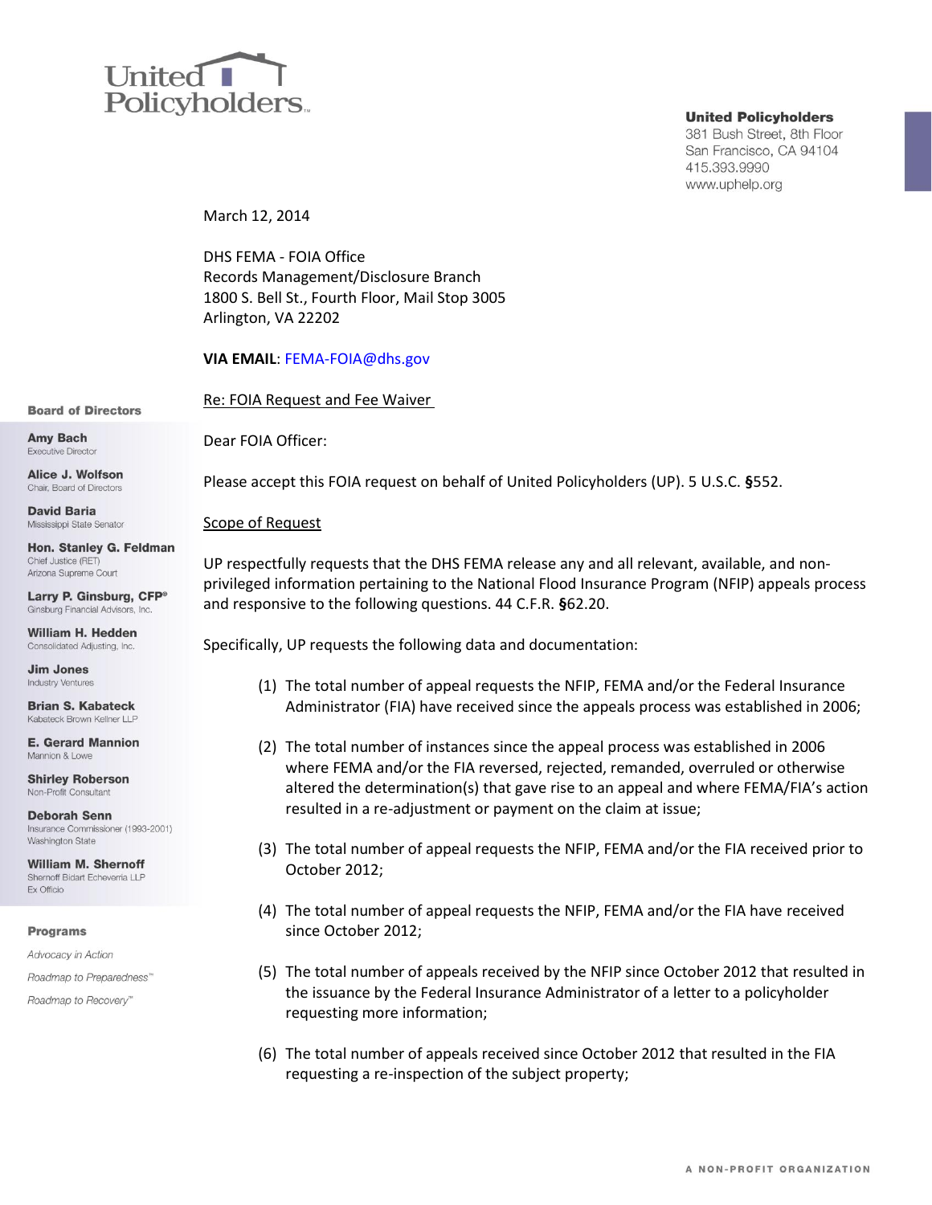United Policyholders

**United Policyholders**
381 Bush Street, 8th Floor
San Francisco, CA 94104
415.393.9990
www.uphelp.org

**Board of Directors**

**Amy Bach**
Executive Director

**Alice J. Wolfson**
Chair, Board of Directors

**David Baria**
Mississippi State Senator

**Hon. Stanley G. Feldman**
Chief Justice (RET)
Arizona Supreme Court

**Larry P. Ginsburg, CFP®**
Ginsburg Financial Advisors, Inc.

**William H. Hedden**
Consolidated Adjusting, Inc.

**Jim Jones**
Industry Ventures

**Brian S. Kabateck**
Kabateck Brown Kellner LLP

**E. Gerard Mannion**
Mannion & Lowe

**Shirley Roberson**
Non-Profit Consultant

**Deborah Senn**
Insurance Commissioner (1993-2001)
Washington State

**William M. Shernoff**
Shernoff Bidart Echeverria LLP
Ex Officio

**Programs**

*Advocacy in Action*

*Roadmap to Preparedness™*

*Roadmap to Recovery™*

March 12, 2014

DHS FEMA - FOIA Office
Records Management/Disclosure Branch
1800 S. Bell St., Fourth Floor, Mail Stop 3005
Arlington, VA 22202

**VIA EMAIL**: FEMA-FOIA@dhs.gov

Re: FOIA Request and Fee Waiver

Dear FOIA Officer:

Please accept this FOIA request on behalf of United Policyholders (UP). 5 U.S.C. §552.

Scope of Request

UP respectfully requests that the DHS FEMA release any and all relevant, available, and non-privileged information pertaining to the National Flood Insurance Program (NFIP) appeals process and responsive to the following questions. 44 C.F.R. §62.20.

Specifically, UP requests the following data and documentation:

1. The total number of appeal requests the NFIP, FEMA and/or the Federal Insurance Administrator (FIA) have received since the appeals process was established in 2006;

2. The total number of instances since the appeal process was established in 2006 where FEMA and/or the FIA reversed, rejected, remanded, overruled or otherwise altered the determination(s) that gave rise to an appeal and where FEMA/FIA's action resulted in a re-adjustment or payment on the claim at issue;

3. The total number of appeal requests the NFIP, FEMA and/or the FIA received prior to October 2012;

4. The total number of appeal requests the NFIP, FEMA and/or the FIA have received since October 2012;

5. The total number of appeals received by the NFIP since October 2012 that resulted in the issuance by the Federal Insurance Administrator of a letter to a policyholder requesting more information;

6. The total number of appeals received since October 2012 that resulted in the FIA requesting a re-inspection of the subject property;

A NON-PROFIT ORGANIZATION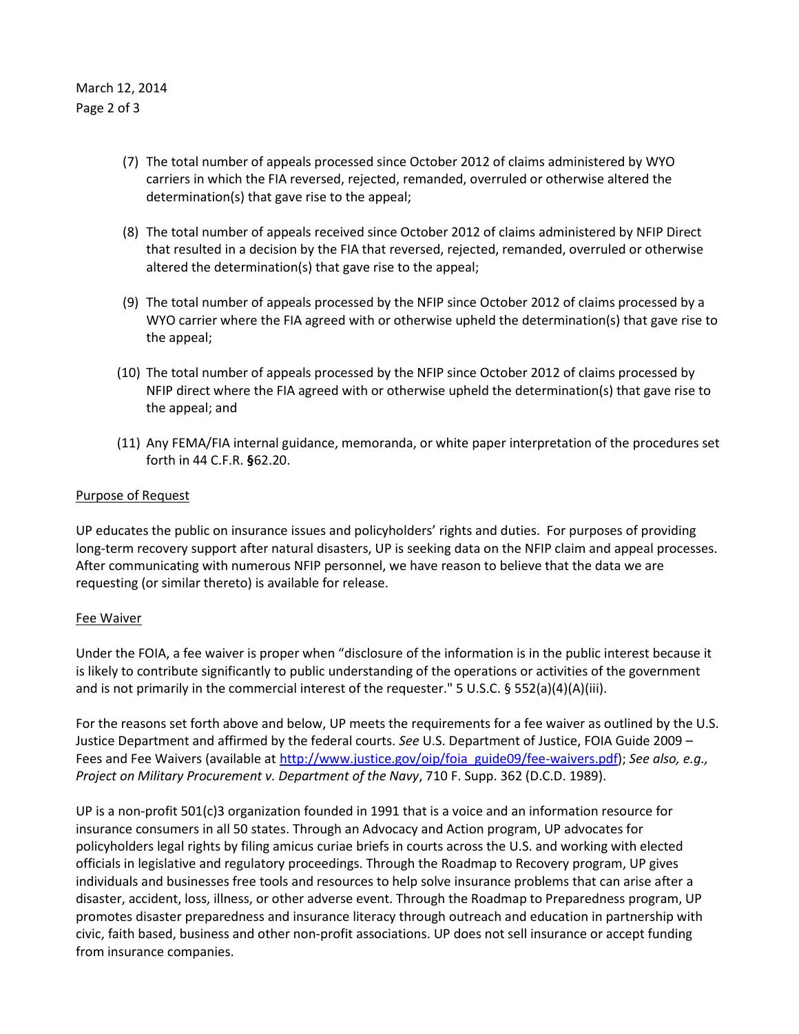(7) The total number of appeals processed since October 2012 of claims administered by WYO carriers in which the FIA reversed, rejected, remanded, overruled or otherwise altered the determination(s) that gave rise to the appeal;

(8) The total number of appeals received since October 2012 of claims administered by NFIP Direct that resulted in a decision by the FIA that reversed, rejected, remanded, overruled or otherwise altered the determination(s) that gave rise to the appeal;

(9) The total number of appeals processed by the NFIP since October 2012 of claims processed by a WYO carrier where the FIA agreed with or otherwise upheld the determination(s) that gave rise to the appeal;

(10) The total number of appeals processed by the NFIP since October 2012 of claims processed by NFIP direct where the FIA agreed with or otherwise upheld the determination(s) that gave rise to the appeal; and

(11) Any FEMA/FIA internal guidance, memoranda, or white paper interpretation of the procedures set forth in 44 C.F.R. **§**62.20.

Purpose of Request

UP educates the public on insurance issues and policyholders' rights and duties. For purposes of providing long-term recovery support after natural disasters, UP is seeking data on the NFIP claim and appeal processes. After communicating with numerous NFIP personnel, we have reason to believe that the data we are requesting (or similar thereto) is available for release.

Fee Waiver

Under the FOIA, a fee waiver is proper when "disclosure of the information is in the public interest because it is likely to contribute significantly to public understanding of the operations or activities of the government and is not primarily in the commercial interest of the requester." 5 U.S.C. § 552(a)(4)(A)(iii).

For the reasons set forth above and below, UP meets the requirements for a fee waiver as outlined by the U.S. Justice Department and affirmed by the federal courts. *See* U.S. Department of Justice, FOIA Guide 2009 – Fees and Fee Waivers (available at http://www.justice.gov/oip/foia_guide09/fee-waivers.pdf); *See also, e.g., Project on Military Procurement v. Department of the Navy*, 710 F. Supp. 362 (D.C.D. 1989).

UP is a non-profit 501(c)3 organization founded in 1991 that is a voice and an information resource for insurance consumers in all 50 states. Through an Advocacy and Action program, UP advocates for policyholders legal rights by filing amicus curiae briefs in courts across the U.S. and working with elected officials in legislative and regulatory proceedings. Through the Roadmap to Recovery program, UP gives individuals and businesses free tools and resources to help solve insurance problems that can arise after a disaster, accident, loss, illness, or other adverse event. Through the Roadmap to Preparedness program, UP promotes disaster preparedness and insurance literacy through outreach and education in partnership with civic, faith based, business and other non-profit associations. UP does not sell insurance or accept funding from insurance companies.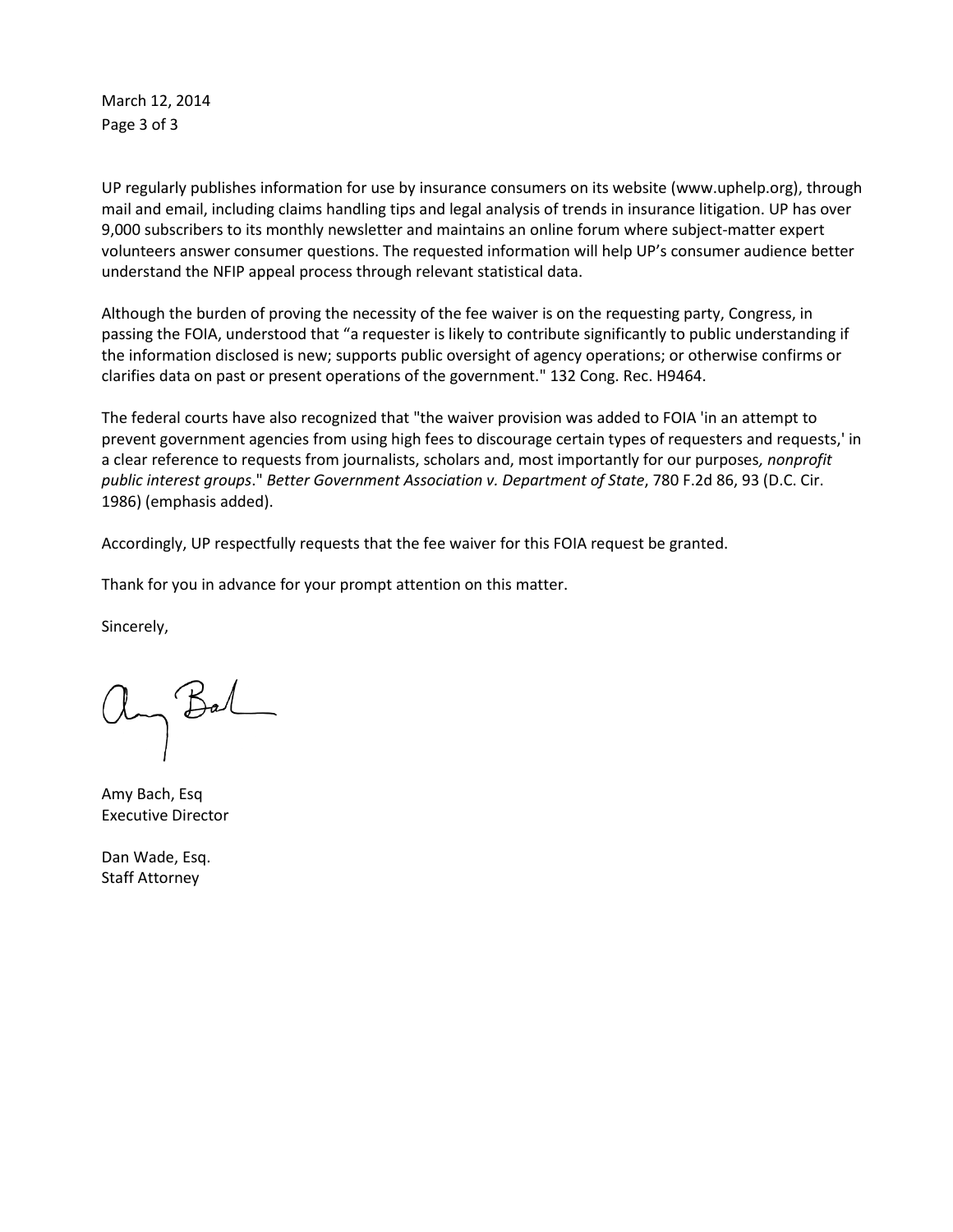UP regularly publishes information for use by insurance consumers on its website (www.uphelp.org), through mail and email, including claims handling tips and legal analysis of trends in insurance litigation. UP has over 9,000 subscribers to its monthly newsletter and maintains an online forum where subject-matter expert volunteers answer consumer questions. The requested information will help UP's consumer audience better understand the NFIP appeal process through relevant statistical data.

Although the burden of proving the necessity of the fee waiver is on the requesting party, Congress, in passing the FOIA, understood that "a requester is likely to contribute significantly to public understanding if the information disclosed is new; supports public oversight of agency operations; or otherwise confirms or clarifies data on past or present operations of the government." 132 Cong. Rec. H9464.

The federal courts have also recognized that "the waiver provision was added to FOIA 'in an attempt to prevent government agencies from using high fees to discourage certain types of requesters and requests,' in a clear reference to requests from journalists, scholars and, most importantly for our purposes*, nonprofit public interest groups*." *Better Government Association v. Department of State*, 780 F.2d 86, 93 (D.C. Cir. 1986) (emphasis added).

Accordingly, UP respectfully requests that the fee waiver for this FOIA request be granted.

Thank for you in advance for your prompt attention on this matter.

Sincerely,

Amy Bach, Esq
Executive Director

Dan Wade, Esq.
Staff Attorney